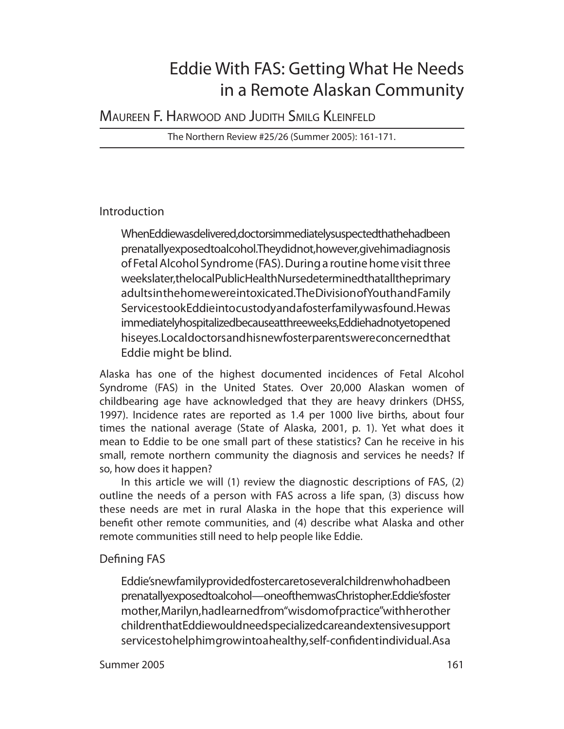# Eddie With FAS: Getting What He Needs in a Remote Alaskan Community

Maureen F. Harwood and Judith Smilg Kleinfeld

The Northern Review #25/26 (Summer 2005): 161-171.

## Introduction

> When Eddie was delivered, doctors immediately suspected that he had been prenatally exposed to alcohol. They did not, however, give him a diagnosis of Fetal Alcohol Syndrome (FAS). During a routine home visit three weeks later, the local Public Health Nurse determined that all the primary adults in the home were intoxicated. The Division of Youth and Family Services took Eddie into custody and a foster family was found. He was immediately hospitalized because at three weeks, Eddie had not yet opened his eyes. Local doctors and his new foster parents were concerned that Eddie might be blind.

Alaska has one of the highest documented incidences of Fetal Alcohol Syndrome (FAS) in the United States. Over 20,000 Alaskan women of childbearing age have acknowledged that they are heavy drinkers (DHSS, 1997). Incidence rates are reported as 1.4 per 1000 live births, about four times the national average (State of Alaska, 2001, p. 1). Yet what does it mean to Eddie to be one small part of these statistics? Can he receive in his small, remote northern community the diagnosis and services he needs? If so, how does it happen?

In this article we will (1) review the diagnostic descriptions of FAS, (2) outline the needs of a person with FAS across a life span, (3) discuss how these needs are met in rural Alaska in the hope that this experience will benefit other remote communities, and (4) describe what Alaska and other remote communities still need to help people like Eddie.

## Defining FAS

> Eddie's new family provided foster care to several children who had been prenatally exposed to alcohol—one of them was Christopher. Eddie's foster mother, Marilyn, had learned from "wisdom of practice" with her other children that Eddie would need specialized care and extensive support services to help him grow into a healthy, self-confident individual. As a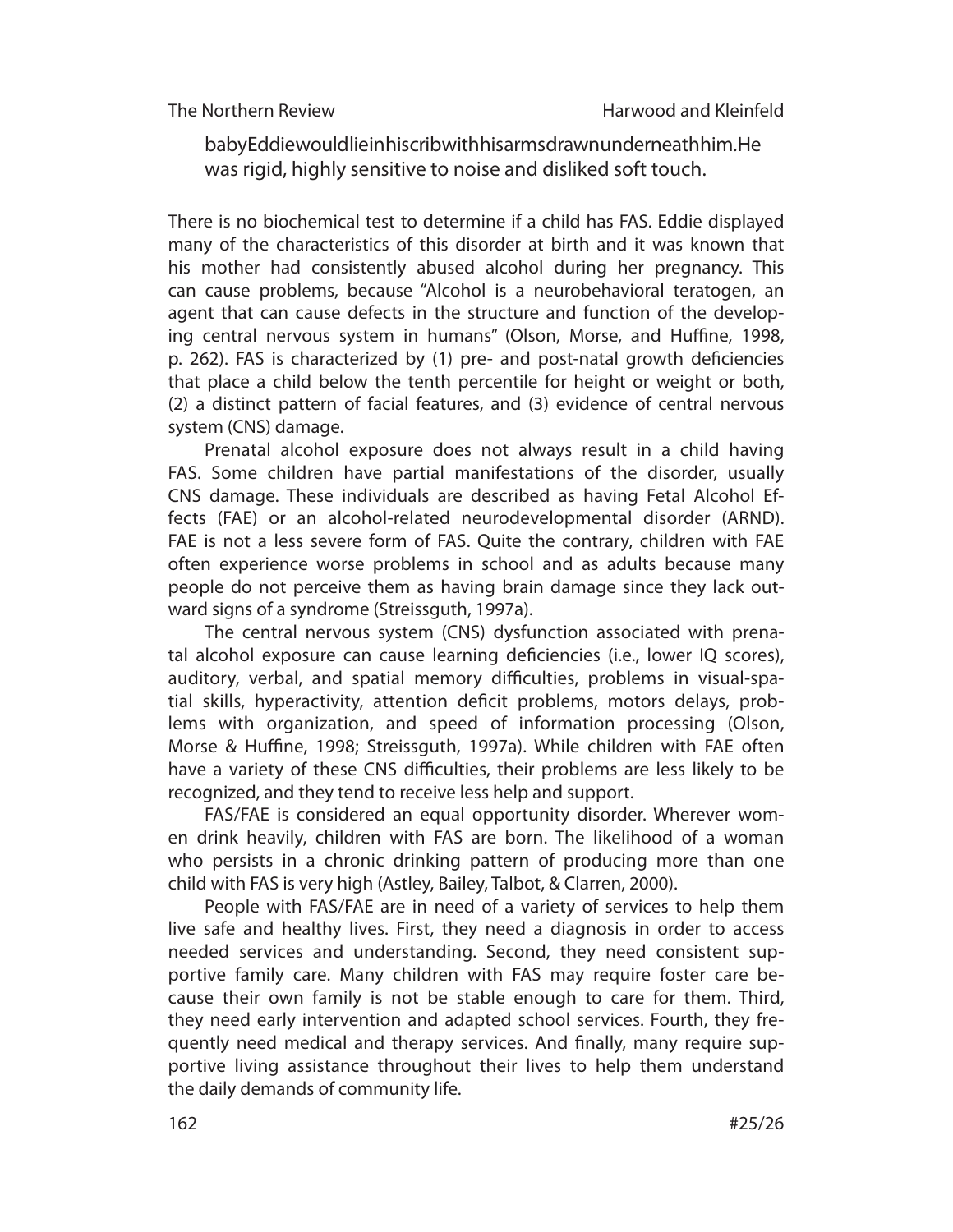> babyEddiewouldlieinhiscribwithhisarmsdrawnunderneathhim.He was rigid, highly sensitive to noise and disliked soft touch.

There is no biochemical test to determine if a child has FAS. Eddie displayed many of the characteristics of this disorder at birth and it was known that his mother had consistently abused alcohol during her pregnancy. This can cause problems, because "Alcohol is a neurobehavioral teratogen, an agent that can cause defects in the structure and function of the developing central nervous system in humans" (Olson, Morse, and Huffine, 1998, p. 262). FAS is characterized by (1) pre- and post-natal growth deficiencies that place a child below the tenth percentile for height or weight or both, (2) a distinct pattern of facial features, and (3) evidence of central nervous system (CNS) damage.

Prenatal alcohol exposure does not always result in a child having FAS. Some children have partial manifestations of the disorder, usually CNS damage. These individuals are described as having Fetal Alcohol Effects (FAE) or an alcohol-related neurodevelopmental disorder (ARND). FAE is not a less severe form of FAS. Quite the contrary, children with FAE often experience worse problems in school and as adults because many people do not perceive them as having brain damage since they lack outward signs of a syndrome (Streissguth, 1997a).

The central nervous system (CNS) dysfunction associated with prenatal alcohol exposure can cause learning deficiencies (i.e., lower IQ scores), auditory, verbal, and spatial memory difficulties, problems in visual-spatial skills, hyperactivity, attention deficit problems, motors delays, problems with organization, and speed of information processing (Olson, Morse & Huffine, 1998; Streissguth, 1997a). While children with FAE often have a variety of these CNS difficulties, their problems are less likely to be recognized, and they tend to receive less help and support.

FAS/FAE is considered an equal opportunity disorder. Wherever women drink heavily, children with FAS are born. The likelihood of a woman who persists in a chronic drinking pattern of producing more than one child with FAS is very high (Astley, Bailey, Talbot, & Clarren, 2000).

People with FAS/FAE are in need of a variety of services to help them live safe and healthy lives. First, they need a diagnosis in order to access needed services and understanding. Second, they need consistent supportive family care. Many children with FAS may require foster care because their own family is not be stable enough to care for them. Third, they need early intervention and adapted school services. Fourth, they frequently need medical and therapy services. And finally, many require supportive living assistance throughout their lives to help them understand the daily demands of community life.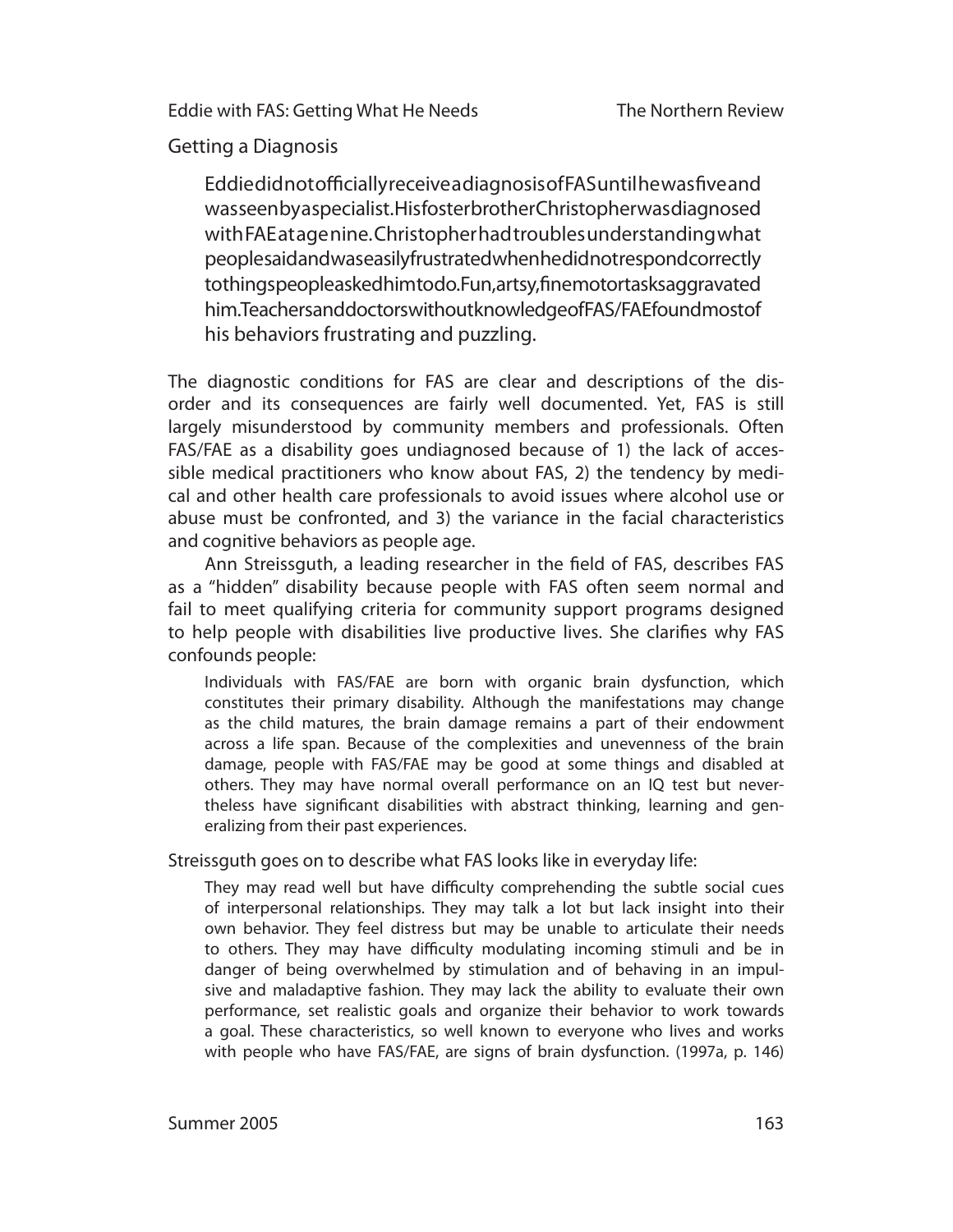## Getting a Diagnosis

> Eddie did not officially receive a diagnosis of FAS until he was five and was seen by a specialist. His foster brother Christopher was diagnosed with FAE at age nine. Christopher had troubles understanding what people said and was easily frustrated when he did not respond correctly to things people asked him to do. Fun, artsy, fine motor tasks aggravated him. Teachers and doctors without knowledge of FAS/FAE found most of his behaviors frustrating and puzzling.

The diagnostic conditions for FAS are clear and descriptions of the disorder and its consequences are fairly well documented. Yet, FAS is still largely misunderstood by community members and professionals. Often FAS/FAE as a disability goes undiagnosed because of 1) the lack of accessible medical practitioners who know about FAS, 2) the tendency by medical and other health care professionals to avoid issues where alcohol use or abuse must be confronted, and 3) the variance in the facial characteristics and cognitive behaviors as people age.

Ann Streissguth, a leading researcher in the field of FAS, describes FAS as a "hidden" disability because people with FAS often seem normal and fail to meet qualifying criteria for community support programs designed to help people with disabilities live productive lives. She clarifies why FAS confounds people:

> Individuals with FAS/FAE are born with organic brain dysfunction, which constitutes their primary disability. Although the manifestations may change as the child matures, the brain damage remains a part of their endowment across a life span. Because of the complexities and unevenness of the brain damage, people with FAS/FAE may be good at some things and disabled at others. They may have normal overall performance on an IQ test but nevertheless have significant disabilities with abstract thinking, learning and generalizing from their past experiences.

Streissguth goes on to describe what FAS looks like in everyday life:

> They may read well but have difficulty comprehending the subtle social cues of interpersonal relationships. They may talk a lot but lack insight into their own behavior. They feel distress but may be unable to articulate their needs to others. They may have difficulty modulating incoming stimuli and be in danger of being overwhelmed by stimulation and of behaving in an impulsive and maladaptive fashion. They may lack the ability to evaluate their own performance, set realistic goals and organize their behavior to work towards a goal. These characteristics, so well known to everyone who lives and works with people who have FAS/FAE, are signs of brain dysfunction. (1997a, p. 146)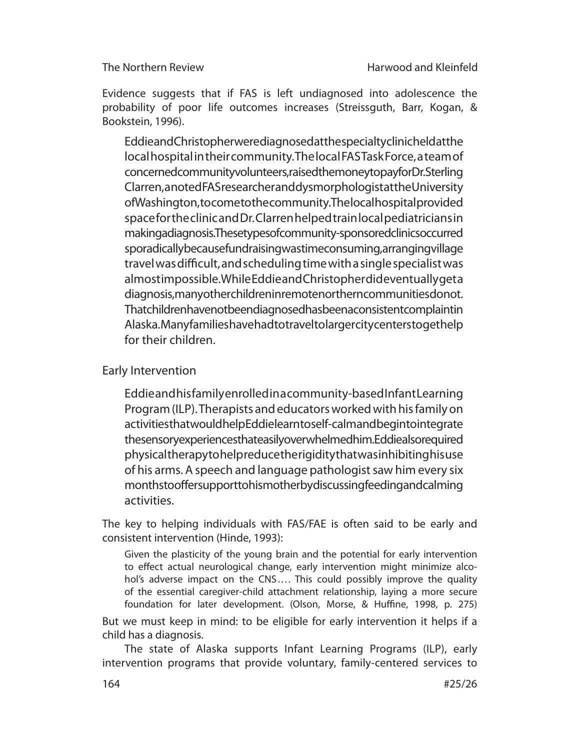Evidence suggests that if FAS is left undiagnosed into adolescence the probability of poor life outcomes increases (Streissguth, Barr, Kogan, & Bookstein, 1996).

> Eddie and Christopher were diagnosed at the specialty clinic held at the local hospital in their community. The local FAS Task Force, a team of concerned community volunteers, raised the money to pay for Dr. Sterling Clarren, a noted FAS researcher and dysmorphologist at the University of Washington, to come to the community. The local hospital provided space for the clinic and Dr. Clarren helped train local pediatricians in making a diagnosis. These types of community-sponsored clinics occurred sporadically because fundraising was time consuming, arranging village travel was difficult, and scheduling time with a single specialist was almost impossible. While Eddie and Christopher did eventually get a diagnosis, many other children in remote northern communities do not. That children have not been diagnosed has been a consistent complaint in Alaska. Many families have had to travel to larger city centers to get help for their children.

## Early Intervention

> Eddie and his family enrolled in a community-based Infant Learning Program (ILP). Therapists and educators worked with his family on activities that would help Eddie learn to self-calm and begin to integrate the sensory experiences that easily overwhelmed him. Eddie also required physical therapy to help reduce the rigidity that was inhibiting his use of his arms. A speech and language pathologist saw him every six months to offer support to his mother by discussing feeding and calming activities.

The key to helping individuals with FAS/FAE is often said to be early and consistent intervention (Hinde, 1993):

> Given the plasticity of the young brain and the potential for early intervention to effect actual neurological change, early intervention might minimize alcohol's adverse impact on the CNS…. This could possibly improve the quality of the essential caregiver-child attachment relationship, laying a more secure foundation for later development. (Olson, Morse, & Huffine, 1998, p. 275)

But we must keep in mind: to be eligible for early intervention it helps if a child has a diagnosis.

The state of Alaska supports Infant Learning Programs (ILP), early intervention programs that provide voluntary, family-centered services to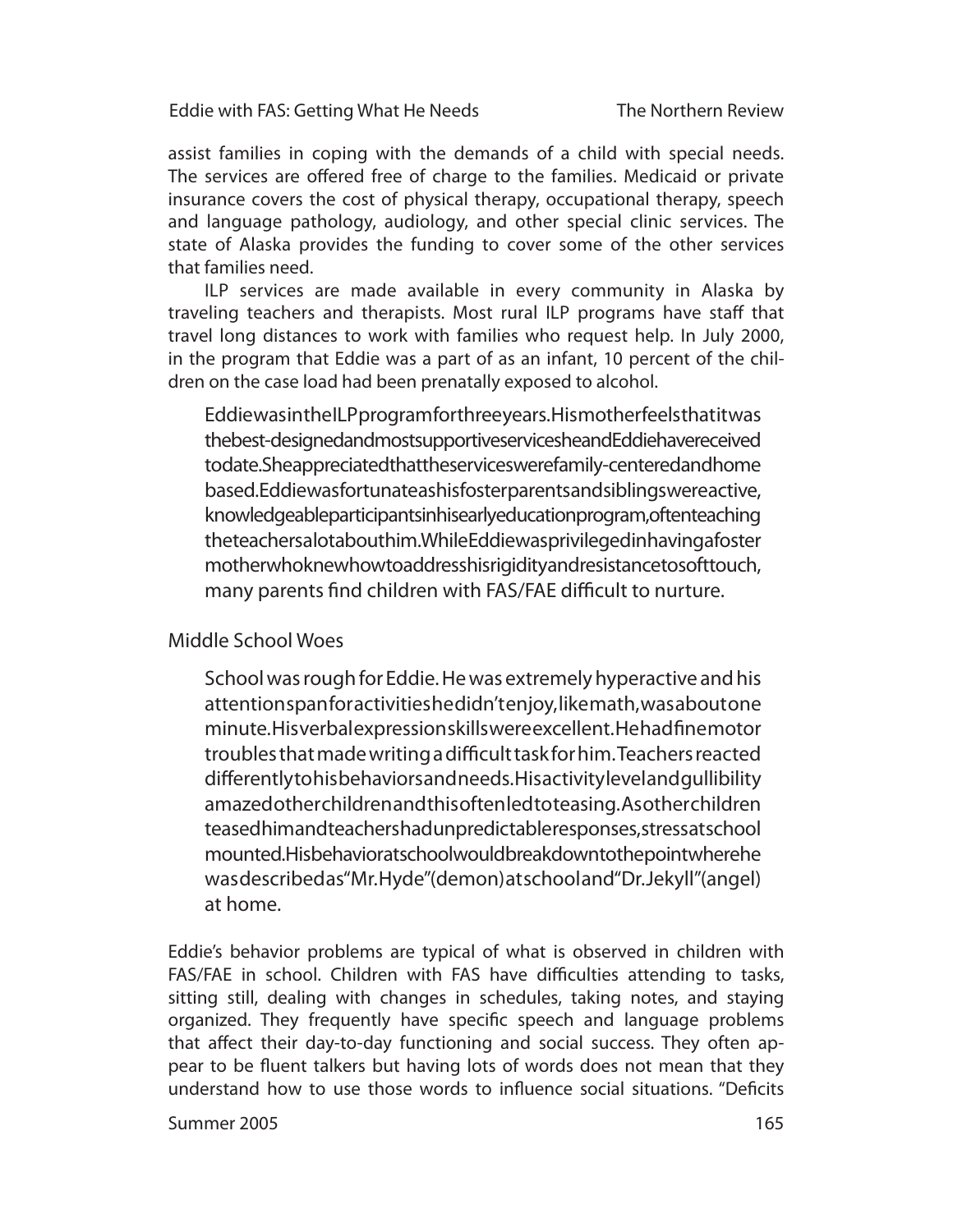assist families in coping with the demands of a child with special needs. The services are offered free of charge to the families. Medicaid or private insurance covers the cost of physical therapy, occupational therapy, speech and language pathology, audiology, and other special clinic services. The state of Alaska provides the funding to cover some of the other services that families need.

ILP services are made available in every community in Alaska by traveling teachers and therapists. Most rural ILP programs have staff that travel long distances to work with families who request help. In July 2000, in the program that Eddie was a part of as an infant, 10 percent of the children on the case load had been prenatally exposed to alcohol.

> Eddie was in the ILP program for three years. His mother feels that it was the best-designed and most supportive service she and Eddie have received to date. She appreciated that the services were family-centered and home based. Eddie was fortunate as his foster parents and siblings were active, knowledgeable participants in his early education program, often teaching the teachers a lot about him. While Eddie was privileged in having a foster mother who knew how to address his rigidity and resistance to soft touch, many parents find children with FAS/FAE difficult to nurture.

## Middle School Woes

> School was rough for Eddie. He was extremely hyperactive and his attention span for activities he didn't enjoy, like math, was about one minute. His verbal expression skills were excellent. He had fine motor troubles that made writing a difficult task for him. Teachers reacted differently to his behaviors and needs. His activity level and gullibility amazed other children and this often led to teasing. As other children teased him and teachers had unpredictable responses, stress at school mounted. His behavior at school would break down to the point where he was described as "Mr. Hyde" (demon) at school and "Dr. Jekyll" (angel) at home.

Eddie's behavior problems are typical of what is observed in children with FAS/FAE in school. Children with FAS have difficulties attending to tasks, sitting still, dealing with changes in schedules, taking notes, and staying organized. They frequently have specific speech and language problems that affect their day-to-day functioning and social success. They often appear to be fluent talkers but having lots of words does not mean that they understand how to use those words to influence social situations. "Deficits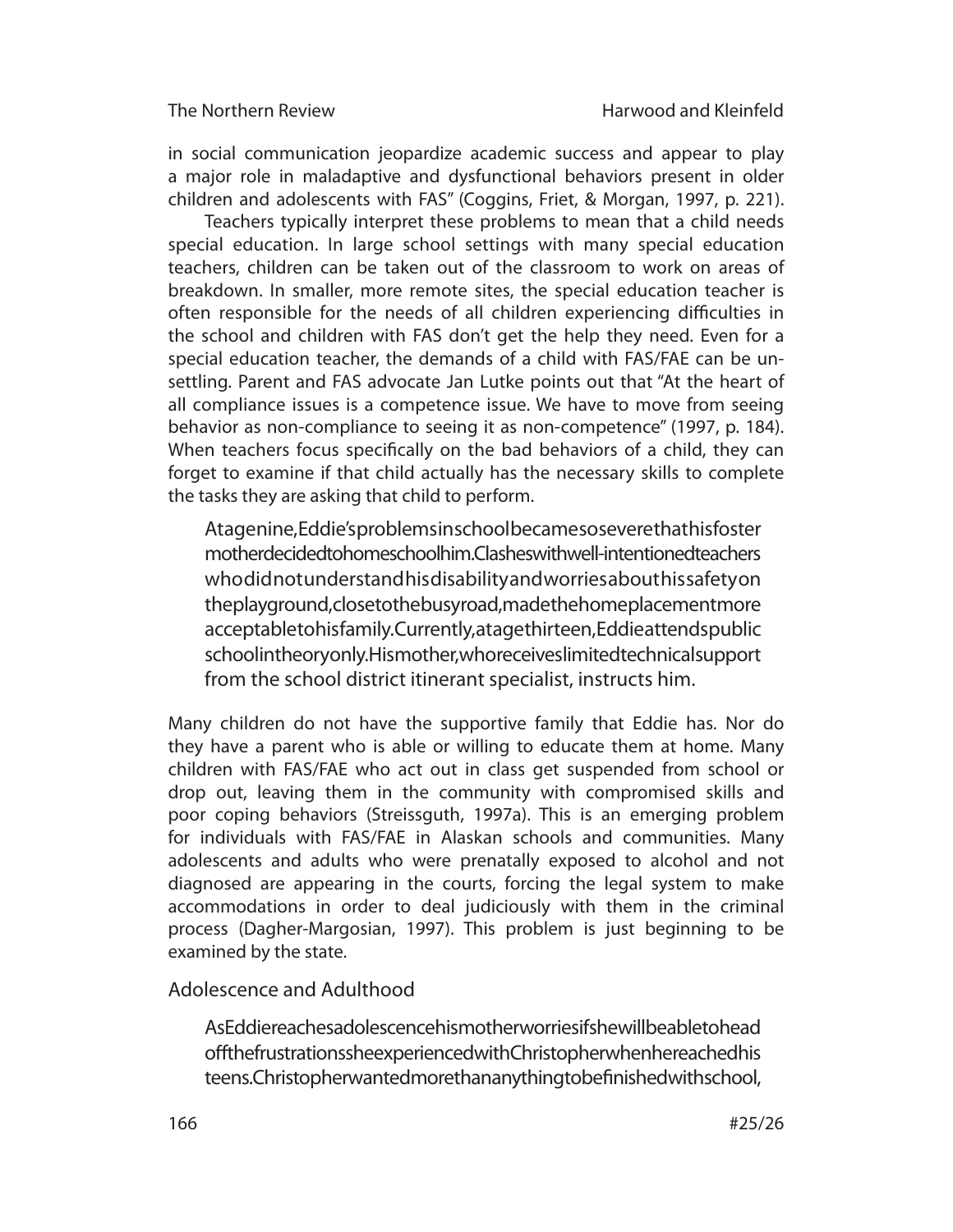in social communication jeopardize academic success and appear to play a major role in maladaptive and dysfunctional behaviors present in older children and adolescents with FAS" (Coggins, Friet, & Morgan, 1997, p. 221).

Teachers typically interpret these problems to mean that a child needs special education. In large school settings with many special education teachers, children can be taken out of the classroom to work on areas of breakdown. In smaller, more remote sites, the special education teacher is often responsible for the needs of all children experiencing difficulties in the school and children with FAS don't get the help they need. Even for a special education teacher, the demands of a child with FAS/FAE can be unsettling. Parent and FAS advocate Jan Lutke points out that "At the heart of all compliance issues is a competence issue. We have to move from seeing behavior as non-compliance to seeing it as non-competence" (1997, p. 184). When teachers focus specifically on the bad behaviors of a child, they can forget to examine if that child actually has the necessary skills to complete the tasks they are asking that child to perform.

> At age nine, Eddie's problems in school became so severe that his foster mother decided to home school him. Clashes with well-intentioned teachers who did not understand his disability and worries about his safety on the playground, close to the busy road, made the home placement more acceptable to his family. Currently, at age thirteen, Eddie attends public school in theory only. His mother, who receives limited technical support from the school district itinerant specialist, instructs him.

Many children do not have the supportive family that Eddie has. Nor do they have a parent who is able or willing to educate them at home. Many children with FAS/FAE who act out in class get suspended from school or drop out, leaving them in the community with compromised skills and poor coping behaviors (Streissguth, 1997a). This is an emerging problem for individuals with FAS/FAE in Alaskan schools and communities. Many adolescents and adults who were prenatally exposed to alcohol and not diagnosed are appearing in the courts, forcing the legal system to make accommodations in order to deal judiciously with them in the criminal process (Dagher-Margosian, 1997). This problem is just beginning to be examined by the state.

## Adolescence and Adulthood

> As Eddie reaches adolescence his mother worries if she will be able to head off the frustrations she experienced with Christopher when he reached his teens. Christopher wanted more than anything to be finished with school,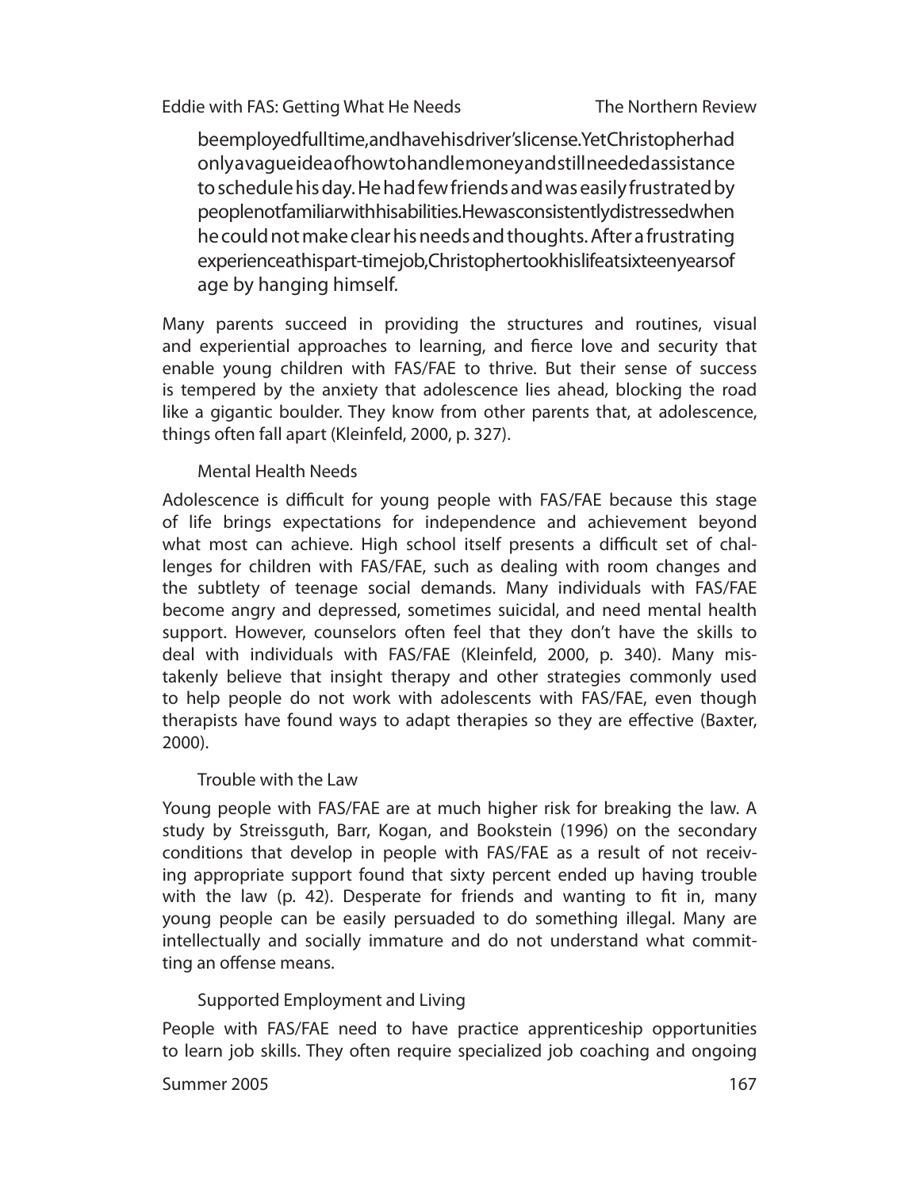> be employed full time, and have his driver's license. Yet Christopher had only a vague idea of how to handle money and still needed assistance to schedule his day. He had few friends and was easily frustrated by people not familiar with his abilities. He was consistently distressed when he could not make clear his needs and thoughts. After a frustrating experience at his part-time job, Christopher took his life at sixteen years of age by hanging himself.

Many parents succeed in providing the structures and routines, visual and experiential approaches to learning, and fierce love and security that enable young children with FAS/FAE to thrive. But their sense of success is tempered by the anxiety that adolescence lies ahead, blocking the road like a gigantic boulder. They know from other parents that, at adolescence, things often fall apart (Kleinfeld, 2000, p. 327).

### Mental Health Needs

Adolescence is difficult for young people with FAS/FAE because this stage of life brings expectations for independence and achievement beyond what most can achieve. High school itself presents a difficult set of challenges for children with FAS/FAE, such as dealing with room changes and the subtlety of teenage social demands. Many individuals with FAS/FAE become angry and depressed, sometimes suicidal, and need mental health support. However, counselors often feel that they don't have the skills to deal with individuals with FAS/FAE (Kleinfeld, 2000, p. 340). Many mistakenly believe that insight therapy and other strategies commonly used to help people do not work with adolescents with FAS/FAE, even though therapists have found ways to adapt therapies so they are effective (Baxter, 2000).

### Trouble with the Law

Young people with FAS/FAE are at much higher risk for breaking the law. A study by Streissguth, Barr, Kogan, and Bookstein (1996) on the secondary conditions that develop in people with FAS/FAE as a result of not receiving appropriate support found that sixty percent ended up having trouble with the law (p. 42). Desperate for friends and wanting to fit in, many young people can be easily persuaded to do something illegal. Many are intellectually and socially immature and do not understand what committing an offense means.

### Supported Employment and Living

People with FAS/FAE need to have practice apprenticeship opportunities to learn job skills. They often require specialized job coaching and ongoing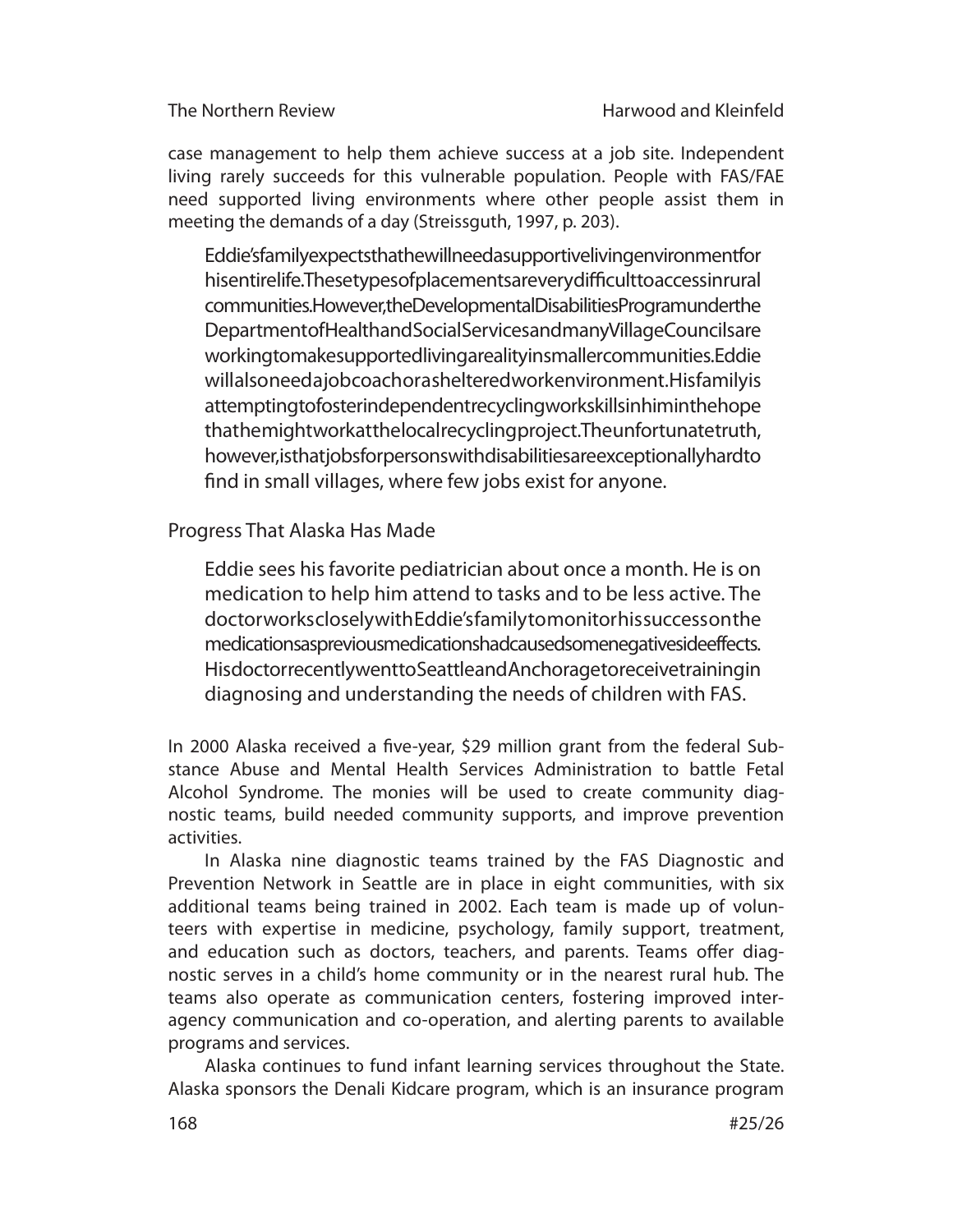case management to help them achieve success at a job site. Independent living rarely succeeds for this vulnerable population. People with FAS/FAE need supported living environments where other people assist them in meeting the demands of a day (Streissguth, 1997, p. 203).

> Eddie's family expects that he will need a supportive living environment for his entire life. These types of placements are very difficult to access in rural communities. However, the Developmental Disabilities Program under the Department of Health and Social Services and many Village Councils are working to make supported living a reality in smaller communities. Eddie will also need a job coach or a sheltered work environment. His family is attempting to foster independent recycling work skills in him in the hope that he might work at the local recycling project. The unfortunate truth, however, is that jobs for persons with disabilities are exceptionally hard to find in small villages, where few jobs exist for anyone.

## Progress That Alaska Has Made

> Eddie sees his favorite pediatrician about once a month. He is on medication to help him attend to tasks and to be less active. The doctor works closely with Eddie's family to monitor his success on the medications as previous medications had caused some negative side effects. His doctor recently went to Seattle and Anchorage to receive training in diagnosing and understanding the needs of children with FAS.

In 2000 Alaska received a five-year, $29 million grant from the federal Substance Abuse and Mental Health Services Administration to battle Fetal Alcohol Syndrome. The monies will be used to create community diagnostic teams, build needed community supports, and improve prevention activities.

In Alaska nine diagnostic teams trained by the FAS Diagnostic and Prevention Network in Seattle are in place in eight communities, with six additional teams being trained in 2002. Each team is made up of volunteers with expertise in medicine, psychology, family support, treatment, and education such as doctors, teachers, and parents. Teams offer diagnostic serves in a child's home community or in the nearest rural hub. The teams also operate as communication centers, fostering improved inter-agency communication and co-operation, and alerting parents to available programs and services.

Alaska continues to fund infant learning services throughout the State. Alaska sponsors the Denali Kidcare program, which is an insurance program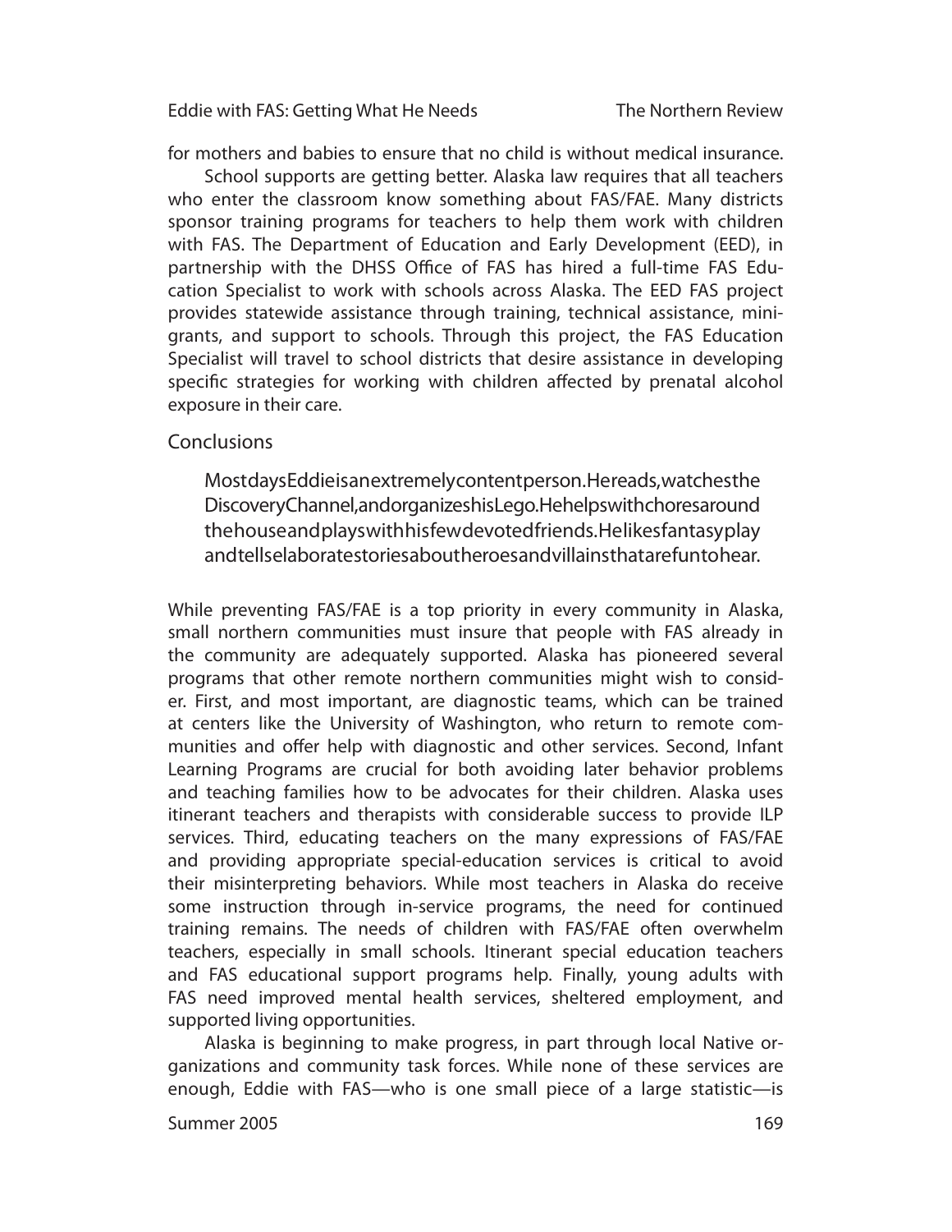for mothers and babies to ensure that no child is without medical insurance.

School supports are getting better. Alaska law requires that all teachers who enter the classroom know something about FAS/FAE. Many districts sponsor training programs for teachers to help them work with children with FAS. The Department of Education and Early Development (EED), in partnership with the DHSS Office of FAS has hired a full-time FAS Education Specialist to work with schools across Alaska. The EED FAS project provides statewide assistance through training, technical assistance, mini-grants, and support to schools. Through this project, the FAS Education Specialist will travel to school districts that desire assistance in developing specific strategies for working with children affected by prenatal alcohol exposure in their care.

## Conclusions

> Most days Eddie is an extremely content person. He reads, watches the Discovery Channel, and organizes his Lego. He helps with chores around the house and plays with his few devoted friends. He likes fantasy play and tells elaborate stories about heroes and villains that are fun to hear.

While preventing FAS/FAE is a top priority in every community in Alaska, small northern communities must insure that people with FAS already in the community are adequately supported. Alaska has pioneered several programs that other remote northern communities might wish to consider. First, and most important, are diagnostic teams, which can be trained at centers like the University of Washington, who return to remote communities and offer help with diagnostic and other services. Second, Infant Learning Programs are crucial for both avoiding later behavior problems and teaching families how to be advocates for their children. Alaska uses itinerant teachers and therapists with considerable success to provide ILP services. Third, educating teachers on the many expressions of FAS/FAE and providing appropriate special-education services is critical to avoid their misinterpreting behaviors. While most teachers in Alaska do receive some instruction through in-service programs, the need for continued training remains. The needs of children with FAS/FAE often overwhelm teachers, especially in small schools. Itinerant special education teachers and FAS educational support programs help. Finally, young adults with FAS need improved mental health services, sheltered employment, and supported living opportunities.

Alaska is beginning to make progress, in part through local Native organizations and community task forces. While none of these services are enough, Eddie with FAS—who is one small piece of a large statistic—is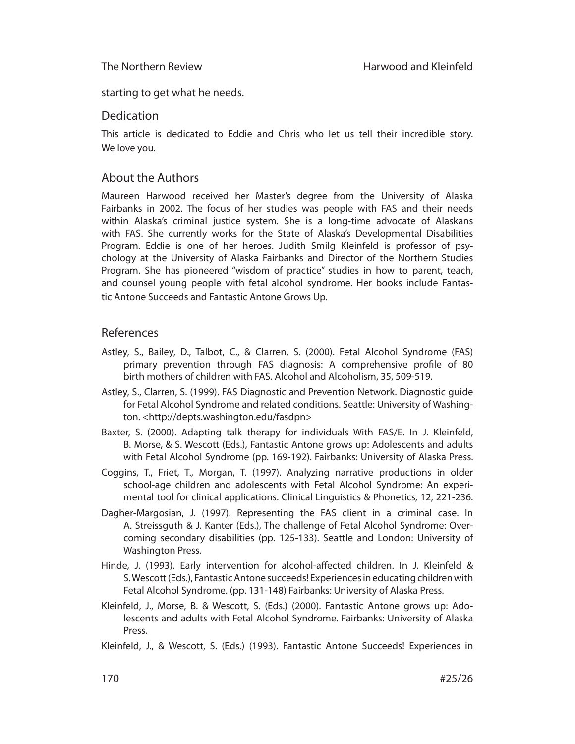starting to get what he needs.

## Dedication

This article is dedicated to Eddie and Chris who let us tell their incredible story. We love you.

## About the Authors

Maureen Harwood received her Master's degree from the University of Alaska Fairbanks in 2002. The focus of her studies was people with FAS and their needs within Alaska's criminal justice system. She is a long-time advocate of Alaskans with FAS. She currently works for the State of Alaska's Developmental Disabilities Program. Eddie is one of her heroes. Judith Smilg Kleinfeld is professor of psychology at the University of Alaska Fairbanks and Director of the Northern Studies Program. She has pioneered "wisdom of practice" studies in how to parent, teach, and counsel young people with fetal alcohol syndrome. Her books include Fantastic Antone Succeeds and Fantastic Antone Grows Up.

## References

Astley, S., Bailey, D., Talbot, C., & Clarren, S. (2000). Fetal Alcohol Syndrome (FAS) primary prevention through FAS diagnosis: A comprehensive profile of 80 birth mothers of children with FAS. Alcohol and Alcoholism, 35, 509-519.

Astley, S., Clarren, S. (1999). FAS Diagnostic and Prevention Network. Diagnostic guide for Fetal Alcohol Syndrome and related conditions. Seattle: University of Washington. <http://depts.washington.edu/fasdpn>

Baxter, S. (2000). Adapting talk therapy for individuals With FAS/E. In J. Kleinfeld, B. Morse, & S. Wescott (Eds.), Fantastic Antone grows up: Adolescents and adults with Fetal Alcohol Syndrome (pp. 169-192). Fairbanks: University of Alaska Press.

Coggins, T., Friet, T., Morgan, T. (1997). Analyzing narrative productions in older school-age children and adolescents with Fetal Alcohol Syndrome: An experimental tool for clinical applications. Clinical Linguistics & Phonetics, 12, 221-236.

Dagher-Margosian, J. (1997). Representing the FAS client in a criminal case. In A. Streissguth & J. Kanter (Eds.), The challenge of Fetal Alcohol Syndrome: Overcoming secondary disabilities (pp. 125-133). Seattle and London: University of Washington Press.

Hinde, J. (1993). Early intervention for alcohol-affected children. In J. Kleinfeld & S. Wescott (Eds.), Fantastic Antone succeeds! Experiences in educating children with Fetal Alcohol Syndrome. (pp. 131-148) Fairbanks: University of Alaska Press.

Kleinfeld, J., Morse, B. & Wescott, S. (Eds.) (2000). Fantastic Antone grows up: Adolescents and adults with Fetal Alcohol Syndrome. Fairbanks: University of Alaska Press.

Kleinfeld, J., & Wescott, S. (Eds.) (1993). Fantastic Antone Succeeds! Experiences in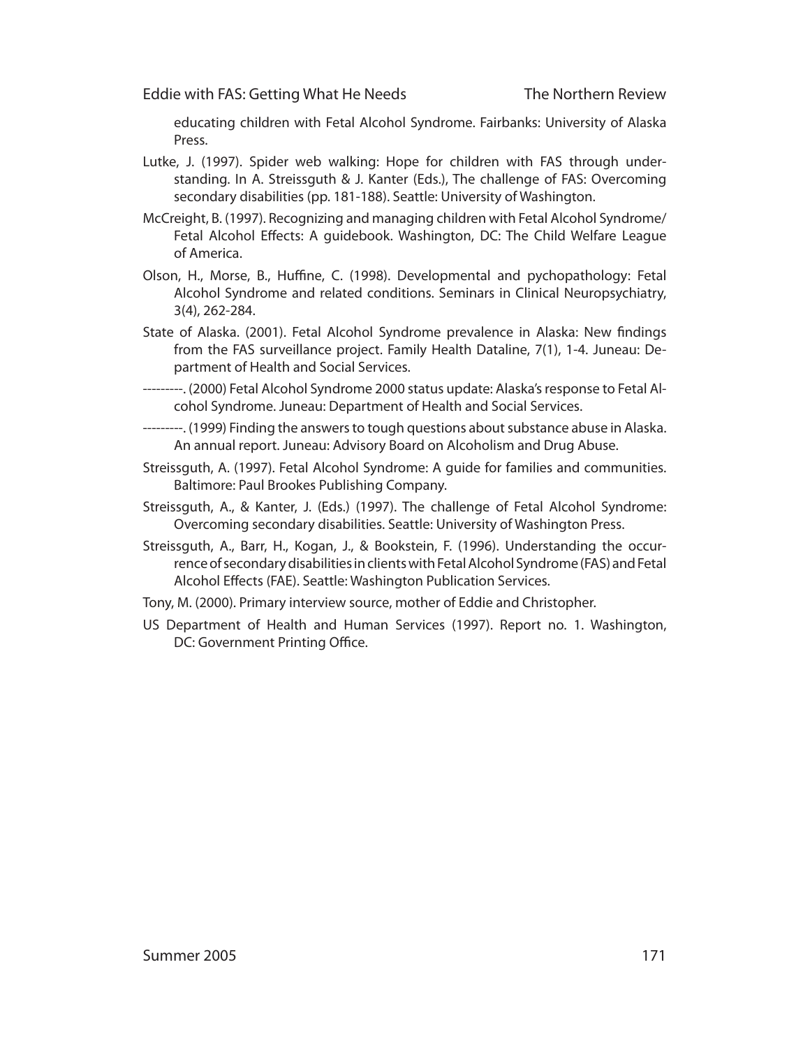educating children with Fetal Alcohol Syndrome. Fairbanks: University of Alaska Press.

Lutke, J. (1997). Spider web walking: Hope for children with FAS through understanding. In A. Streissguth & J. Kanter (Eds.), The challenge of FAS: Overcoming secondary disabilities (pp. 181-188). Seattle: University of Washington.

McCreight, B. (1997). Recognizing and managing children with Fetal Alcohol Syndrome/ Fetal Alcohol Effects: A guidebook. Washington, DC: The Child Welfare League of America.

Olson, H., Morse, B., Huffine, C. (1998). Developmental and pychopathology: Fetal Alcohol Syndrome and related conditions. Seminars in Clinical Neuropsychiatry, 3(4), 262-284.

State of Alaska. (2001). Fetal Alcohol Syndrome prevalence in Alaska: New findings from the FAS surveillance project. Family Health Dataline, 7(1), 1-4. Juneau: Department of Health and Social Services.

---------. (2000) Fetal Alcohol Syndrome 2000 status update: Alaska's response to Fetal Alcohol Syndrome. Juneau: Department of Health and Social Services.

---------. (1999) Finding the answers to tough questions about substance abuse in Alaska. An annual report. Juneau: Advisory Board on Alcoholism and Drug Abuse.

Streissguth, A. (1997). Fetal Alcohol Syndrome: A guide for families and communities. Baltimore: Paul Brookes Publishing Company.

Streissguth, A., & Kanter, J. (Eds.) (1997). The challenge of Fetal Alcohol Syndrome: Overcoming secondary disabilities. Seattle: University of Washington Press.

Streissguth, A., Barr, H., Kogan, J., & Bookstein, F. (1996). Understanding the occurrence of secondary disabilities in clients with Fetal Alcohol Syndrome (FAS) and Fetal Alcohol Effects (FAE). Seattle: Washington Publication Services.

Tony, M. (2000). Primary interview source, mother of Eddie and Christopher.

US Department of Health and Human Services (1997). Report no. 1. Washington, DC: Government Printing Office.